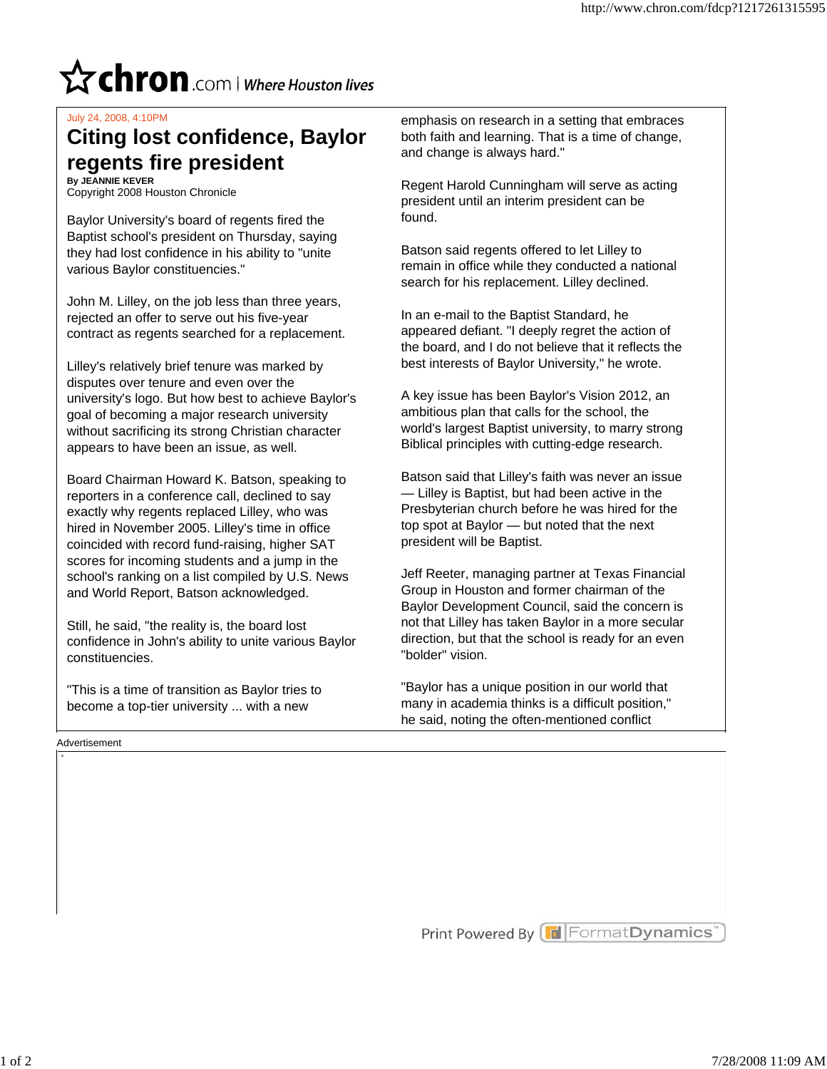July 24, 2008, 4:10PM

# Citing lost confidence, Baylor regents fire president

**By JEANNIE KEVER**
Copyright 2008 Houston Chronicle

Baylor University's board of regents fired the Baptist school's president on Thursday, saying they had lost confidence in his ability to "unite various Baylor constituencies."

John M. Lilley, on the job less than three years, rejected an offer to serve out his five-year contract as regents searched for a replacement.

Lilley's relatively brief tenure was marked by disputes over tenure and even over the university's logo. But how best to achieve Baylor's goal of becoming a major research university without sacrificing its strong Christian character appears to have been an issue, as well.

Board Chairman Howard K. Batson, speaking to reporters in a conference call, declined to say exactly why regents replaced Lilley, who was hired in November 2005. Lilley's time in office coincided with record fund-raising, higher SAT scores for incoming students and a jump in the school's ranking on a list compiled by U.S. News and World Report, Batson acknowledged.

Still, he said, "the reality is, the board lost confidence in John's ability to unite various Baylor constituencies.

"This is a time of transition as Baylor tries to become a top-tier university ... with a new emphasis on research in a setting that embraces both faith and learning. That is a time of change, and change is always hard."

Regent Harold Cunningham will serve as acting president until an interim president can be found.

Batson said regents offered to let Lilley to remain in office while they conducted a national search for his replacement. Lilley declined.

In an e-mail to the Baptist Standard, he appeared defiant. "I deeply regret the action of the board, and I do not believe that it reflects the best interests of Baylor University," he wrote.

A key issue has been Baylor's Vision 2012, an ambitious plan that calls for the school, the world's largest Baptist university, to marry strong Biblical principles with cutting-edge research.

Batson said that Lilley's faith was never an issue — Lilley is Baptist, but had been active in the Presbyterian church before he was hired for the top spot at Baylor — but noted that the next president will be Baptist.

Jeff Reeter, managing partner at Texas Financial Group in Houston and former chairman of the Baylor Development Council, said the concern is not that Lilley has taken Baylor in a more secular direction, but that the school is ready for an even "bolder" vision.

"Baylor has a unique position in our world that many in academia thinks is a difficult position," he said, noting the often-mentioned conflict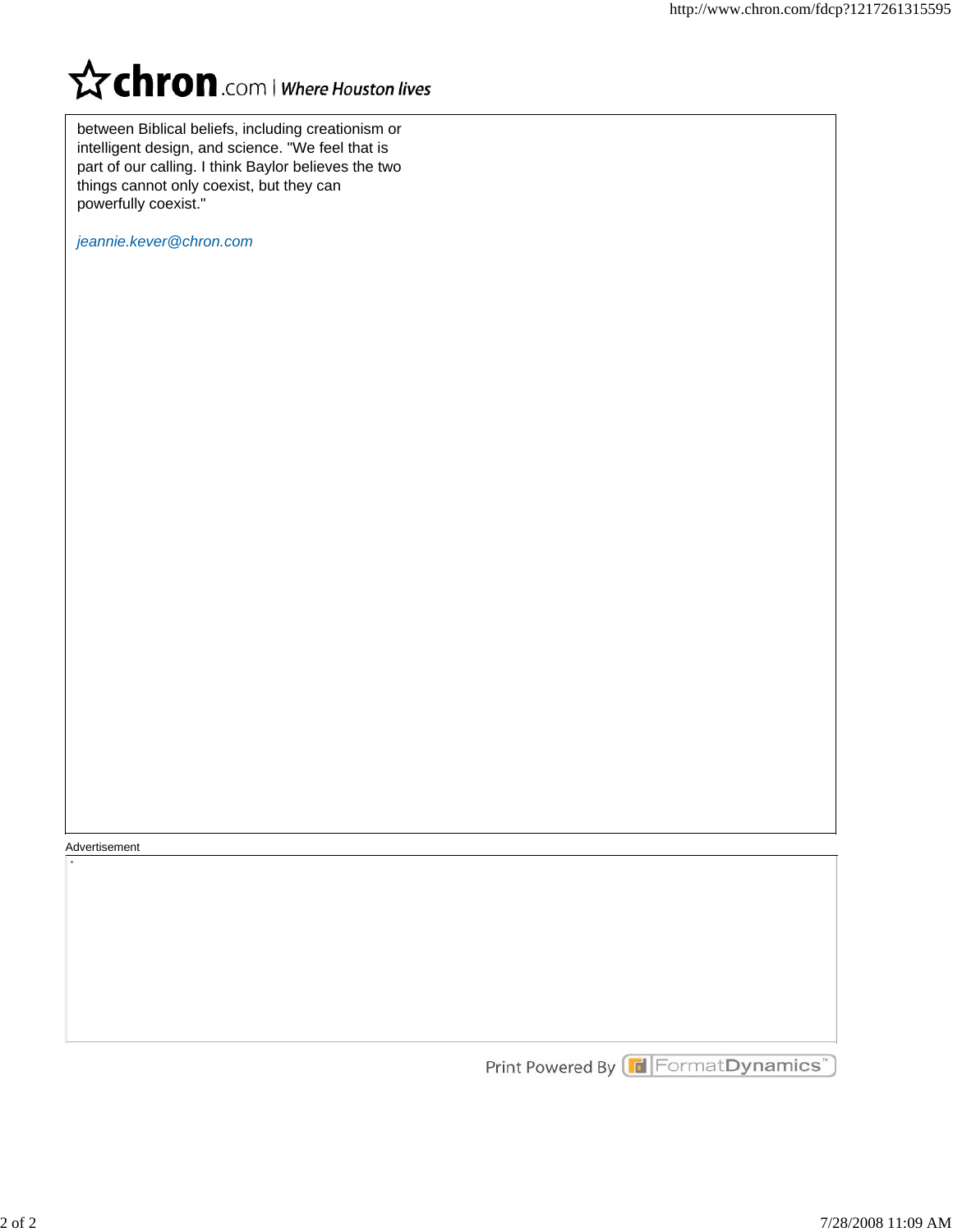between Biblical beliefs, including creationism or intelligent design, and science. "We feel that is part of our calling. I think Baylor believes the two things cannot only coexist, but they can powerfully coexist."

*jeannie.kever@chron.com*